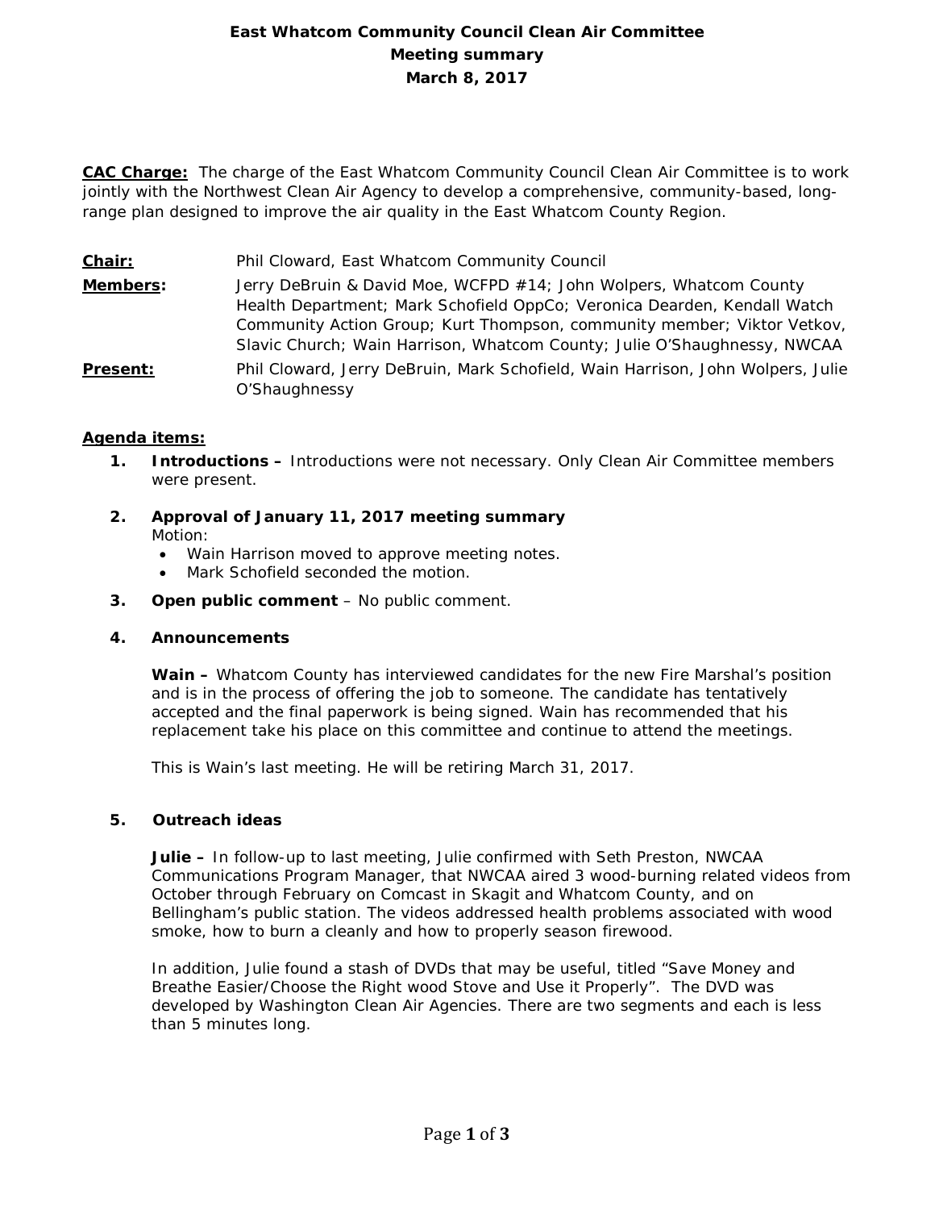# East Whatcom Community Council Clean Air Committee
## Meeting summary
## March 8, 2017

**CAC Charge:** The charge of the East Whatcom Community Council Clean Air Committee is to work jointly with the Northwest Clean Air Agency to develop a comprehensive, community-based, long-range plan designed to improve the air quality in the East Whatcom County Region.

**Chair:** Phil Cloward, East Whatcom Community Council

**Members:** Jerry DeBruin & David Moe, WCFPD #14; John Wolpers, Whatcom County Health Department; Mark Schofield OppCo; Veronica Dearden, Kendall Watch Community Action Group; Kurt Thompson, community member; Viktor Vetkov, Slavic Church; Wain Harrison, Whatcom County; Julie O'Shaughnessy, NWCAA

**Present:** Phil Cloward, Jerry DeBruin, Mark Schofield, Wain Harrison, John Wolpers, Julie O'Shaughnessy

**Agenda items:**

1. **Introductions –** Introductions were not necessary. Only Clean Air Committee members were present.

2. **Approval of January 11, 2017 meeting summary**
   Motion:
   - Wain Harrison moved to approve meeting notes.
   - Mark Schofield seconded the motion.

3. **Open public comment** – No public comment.

4. **Announcements**

   **Wain –** Whatcom County has interviewed candidates for the new Fire Marshal's position and is in the process of offering the job to someone. The candidate has tentatively accepted and the final paperwork is being signed. Wain has recommended that his replacement take his place on this committee and continue to attend the meetings.

   This is Wain's last meeting. He will be retiring March 31, 2017.

5. **Outreach ideas**

   **Julie –** In follow-up to last meeting, Julie confirmed with Seth Preston, NWCAA Communications Program Manager, that NWCAA aired 3 wood-burning related videos from October through February on Comcast in Skagit and Whatcom County, and on Bellingham's public station. The videos addressed health problems associated with wood smoke, how to burn a cleanly and how to properly season firewood.

   In addition, Julie found a stash of DVDs that may be useful, titled "Save Money and Breathe Easier/Choose the Right wood Stove and Use it Properly". The DVD was developed by Washington Clean Air Agencies. There are two segments and each is less than 5 minutes long.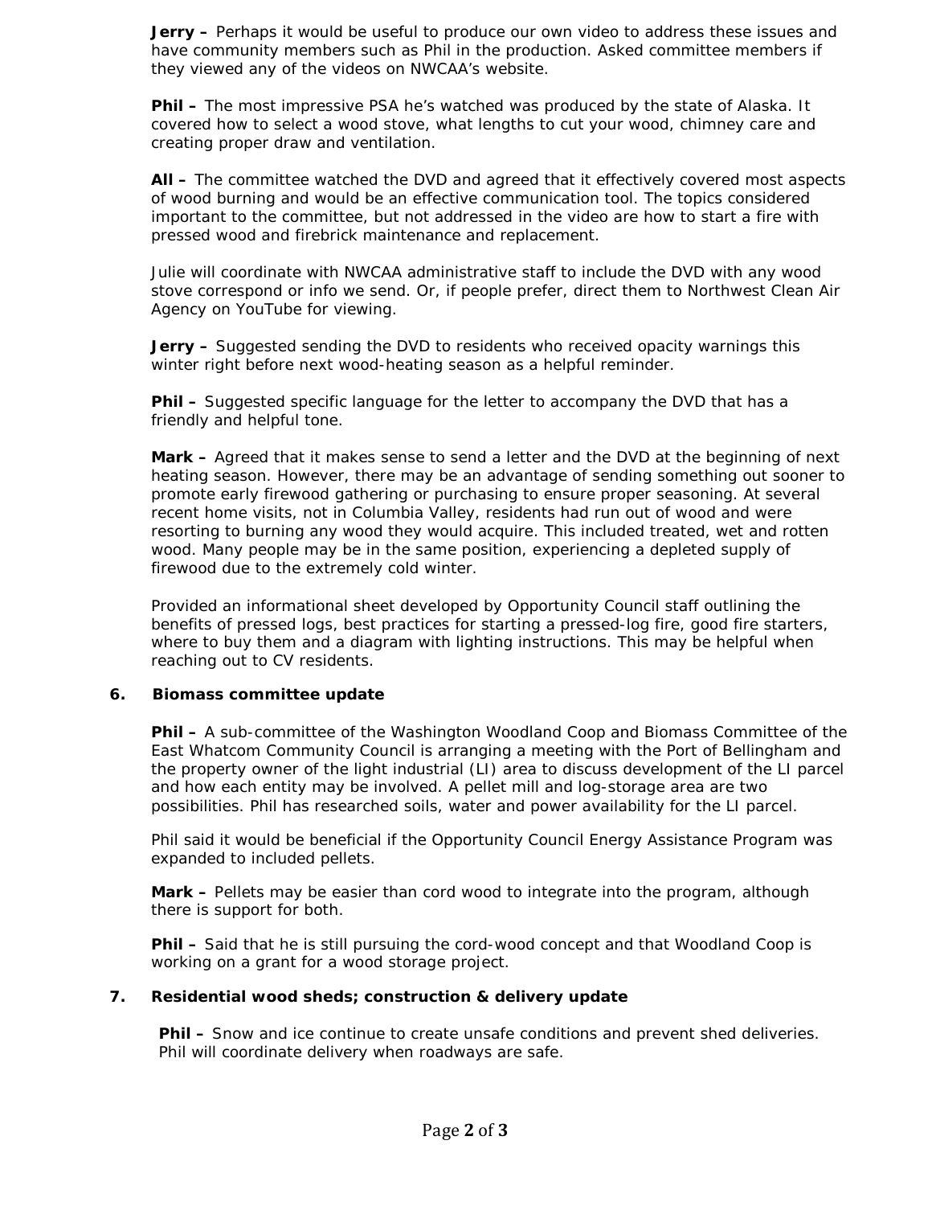**Jerry –** Perhaps it would be useful to produce our own video to address these issues and have community members such as Phil in the production. Asked committee members if they viewed any of the videos on NWCAA's website.

**Phil –** The most impressive PSA he's watched was produced by the state of Alaska. It covered how to select a wood stove, what lengths to cut your wood, chimney care and creating proper draw and ventilation.

**All –** The committee watched the DVD and agreed that it effectively covered most aspects of wood burning and would be an effective communication tool. The topics considered important to the committee, but not addressed in the video are how to start a fire with pressed wood and firebrick maintenance and replacement.

Julie will coordinate with NWCAA administrative staff to include the DVD with any wood stove correspond or info we send. Or, if people prefer, direct them to Northwest Clean Air Agency on YouTube for viewing.

**Jerry –** Suggested sending the DVD to residents who received opacity warnings this winter right before next wood-heating season as a helpful reminder.

**Phil –** Suggested specific language for the letter to accompany the DVD that has a friendly and helpful tone.

**Mark –** Agreed that it makes sense to send a letter and the DVD at the beginning of next heating season. However, there may be an advantage of sending something out sooner to promote early firewood gathering or purchasing to ensure proper seasoning. At several recent home visits, not in Columbia Valley, residents had run out of wood and were resorting to burning any wood they would acquire. This included treated, wet and rotten wood. Many people may be in the same position, experiencing a depleted supply of firewood due to the extremely cold winter.

Provided an informational sheet developed by Opportunity Council staff outlining the benefits of pressed logs, best practices for starting a pressed-log fire, good fire starters, where to buy them and a diagram with lighting instructions. This may be helpful when reaching out to CV residents.

### 6. Biomass committee update

**Phil –** A sub-committee of the Washington Woodland Coop and Biomass Committee of the East Whatcom Community Council is arranging a meeting with the Port of Bellingham and the property owner of the light industrial (LI) area to discuss development of the LI parcel and how each entity may be involved. A pellet mill and log-storage area are two possibilities. Phil has researched soils, water and power availability for the LI parcel.

Phil said it would be beneficial if the Opportunity Council Energy Assistance Program was expanded to included pellets.

**Mark –** Pellets may be easier than cord wood to integrate into the program, although there is support for both.

**Phil –** Said that he is still pursuing the cord-wood concept and that Woodland Coop is working on a grant for a wood storage project.

### 7. Residential wood sheds; construction & delivery update

**Phil –** Snow and ice continue to create unsafe conditions and prevent shed deliveries. Phil will coordinate delivery when roadways are safe.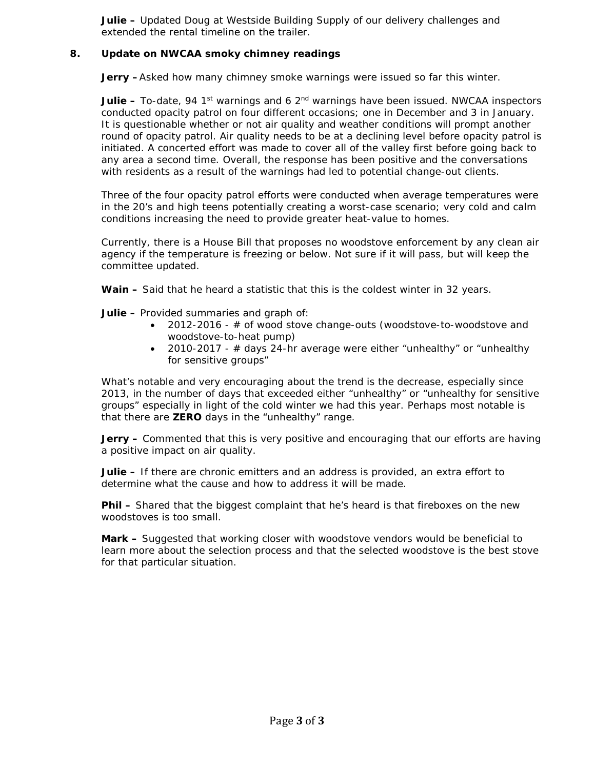**Julie –** Updated Doug at Westside Building Supply of our delivery challenges and extended the rental timeline on the trailer.

**8. Update on NWCAA smoky chimney readings**

**Jerry –** Asked how many chimney smoke warnings were issued so far this winter.

**Julie –** To-date, 94 1st warnings and 6 2nd warnings have been issued. NWCAA inspectors conducted opacity patrol on four different occasions; one in December and 3 in January. It is questionable whether or not air quality and weather conditions will prompt another round of opacity patrol. Air quality needs to be at a declining level before opacity patrol is initiated. A concerted effort was made to cover all of the valley first before going back to any area a second time. Overall, the response has been positive and the conversations with residents as a result of the warnings had led to potential change-out clients.

Three of the four opacity patrol efforts were conducted when average temperatures were in the 20's and high teens potentially creating a worst-case scenario; very cold and calm conditions increasing the need to provide greater heat-value to homes.

Currently, there is a House Bill that proposes no woodstove enforcement by any clean air agency if the temperature is freezing or below. Not sure if it will pass, but will keep the committee updated.

**Wain –** Said that he heard a statistic that this is the coldest winter in 32 years.

**Julie –** Provided summaries and graph of:

- 2012-2016 - # of wood stove change-outs (woodstove-to-woodstove and woodstove-to-heat pump)
- 2010-2017 - # days 24-hr average were either "unhealthy" or "unhealthy for sensitive groups"

What's notable and very encouraging about the trend is the decrease, especially since 2013, in the number of days that exceeded either "unhealthy" or "unhealthy for sensitive groups" especially in light of the cold winter we had this year. Perhaps most notable is that there are **ZERO** days in the "unhealthy" range.

**Jerry –** Commented that this is very positive and encouraging that our efforts are having a positive impact on air quality.

**Julie –** If there are chronic emitters and an address is provided, an extra effort to determine what the cause and how to address it will be made.

**Phil –** Shared that the biggest complaint that he's heard is that fireboxes on the new woodstoves is too small.

**Mark –** Suggested that working closer with woodstove vendors would be beneficial to learn more about the selection process and that the selected woodstove is the best stove for that particular situation.